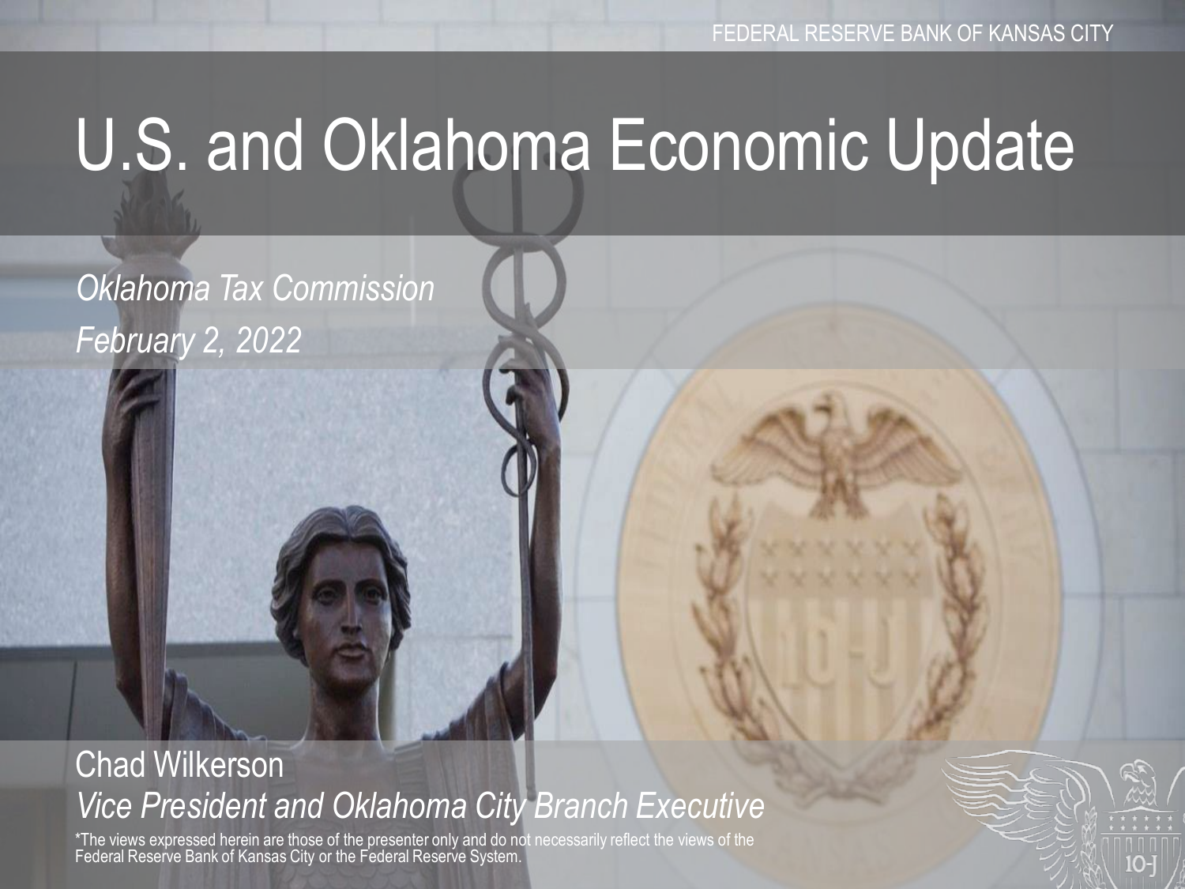FEDERAL RESERVE BANK OF KANSAS CITY

# U.S. and Oklahoma Economic Update

*Oklahoma Tax Commission*

*February 2, 2022*

Chad Wilkerson

*Vice President and Oklahoma City Branch Executive*

*The views expressed herein are those of the presenter only and do not necessarily reflect the views of the Federal Reserve Bank of Kansas City or the Federal Reserve System.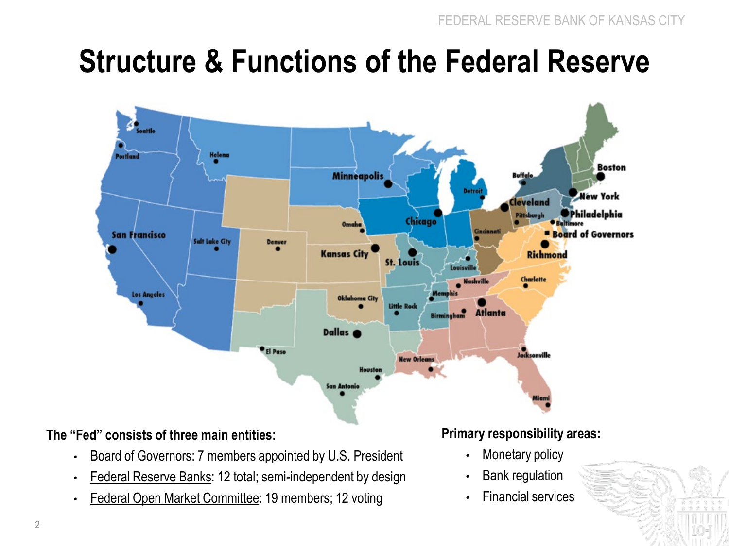# Structure & Functions of the Federal Reserve

**The "Fed" consists of three main entities:**

- Board of Governors: 7 members appointed by U.S. President
- Federal Reserve Banks: 12 total; semi-independent by design
- Federal Open Market Committee: 19 members; 12 voting

**Primary responsibility areas:**

- Monetary policy
- Bank regulation
- Financial services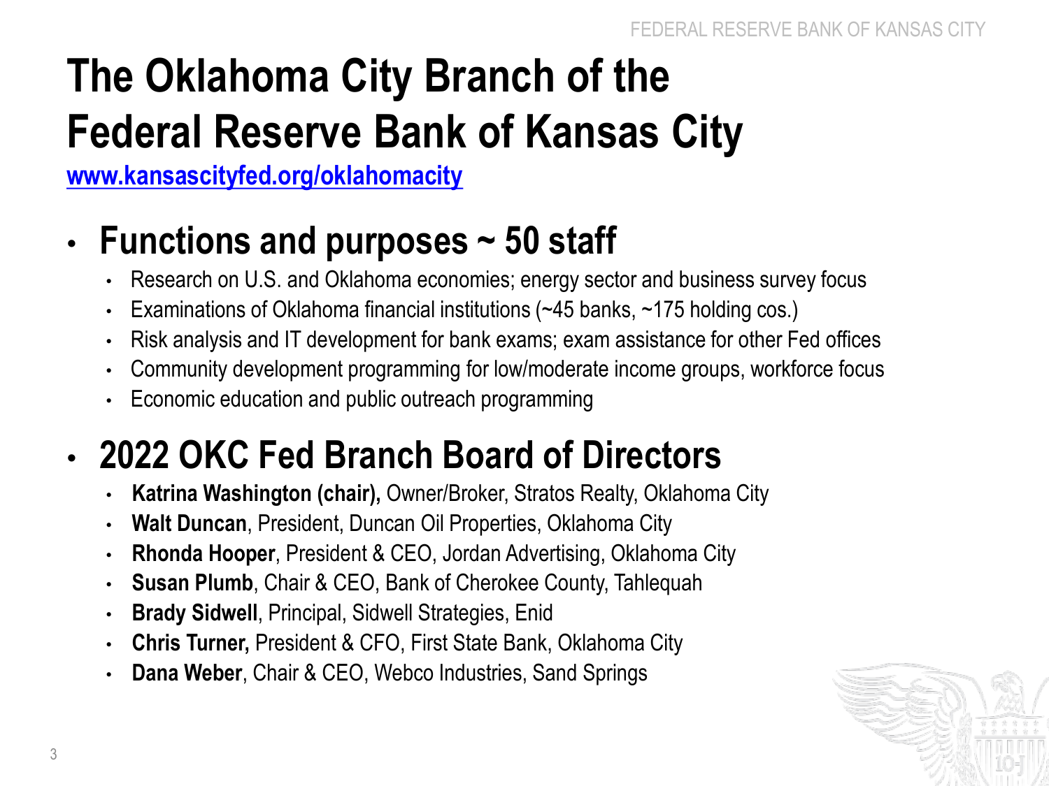# The Oklahoma City Branch of the Federal Reserve Bank of Kansas City

www.kansascityfed.org/oklahomacity

- **Functions and purposes ~ 50 staff**
  - Research on U.S. and Oklahoma economies; energy sector and business survey focus
  - Examinations of Oklahoma financial institutions (~45 banks, ~175 holding cos.)
  - Risk analysis and IT development for bank exams; exam assistance for other Fed offices
  - Community development programming for low/moderate income groups, workforce focus
  - Economic education and public outreach programming

- **2022 OKC Fed Branch Board of Directors**
  - **Katrina Washington (chair),** Owner/Broker, Stratos Realty, Oklahoma City
  - **Walt Duncan**, President, Duncan Oil Properties, Oklahoma City
  - **Rhonda Hooper**, President & CEO, Jordan Advertising, Oklahoma City
  - **Susan Plumb**, Chair & CEO, Bank of Cherokee County, Tahlequah
  - **Brady Sidwell**, Principal, Sidwell Strategies, Enid
  - **Chris Turner,** President & CFO, First State Bank, Oklahoma City
  - **Dana Weber**, Chair & CEO, Webco Industries, Sand Springs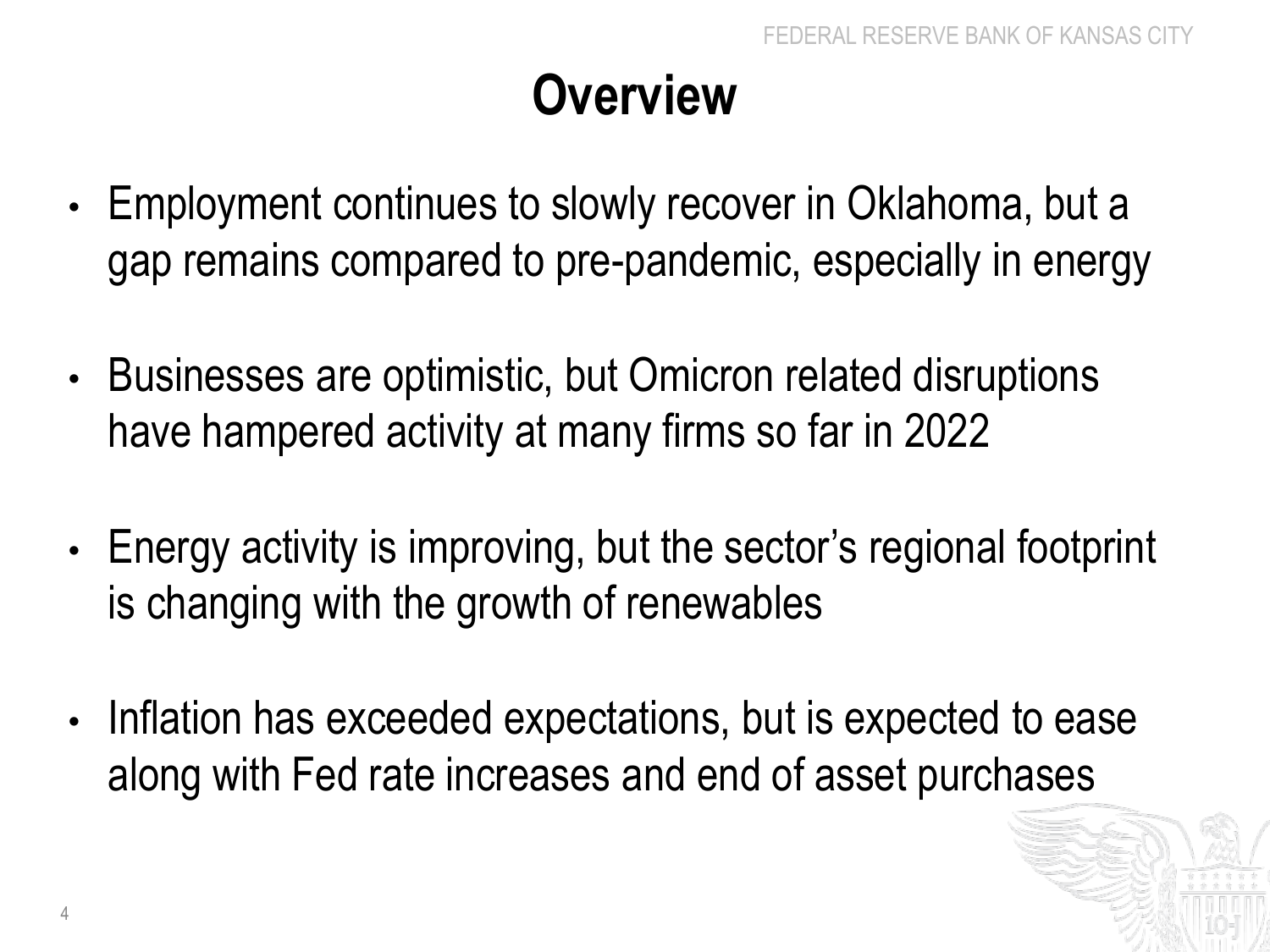# Overview

- Employment continues to slowly recover in Oklahoma, but a gap remains compared to pre-pandemic, especially in energy

- Businesses are optimistic, but Omicron related disruptions have hampered activity at many firms so far in 2022

- Energy activity is improving, but the sector's regional footprint is changing with the growth of renewables

- Inflation has exceeded expectations, but is expected to ease along with Fed rate increases and end of asset purchases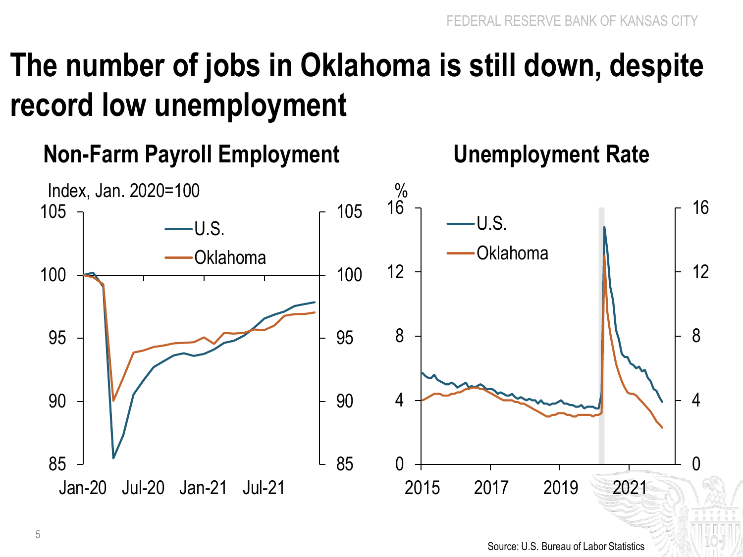# The number of jobs in Oklahoma is still down, despite record low unemployment

## Non-Farm Payroll Employment

Index, Jan. 2020=100

- U.S.
- Oklahoma

## Unemployment Rate

%

- U.S.
- Oklahoma

Source: U.S. Bureau of Labor Statistics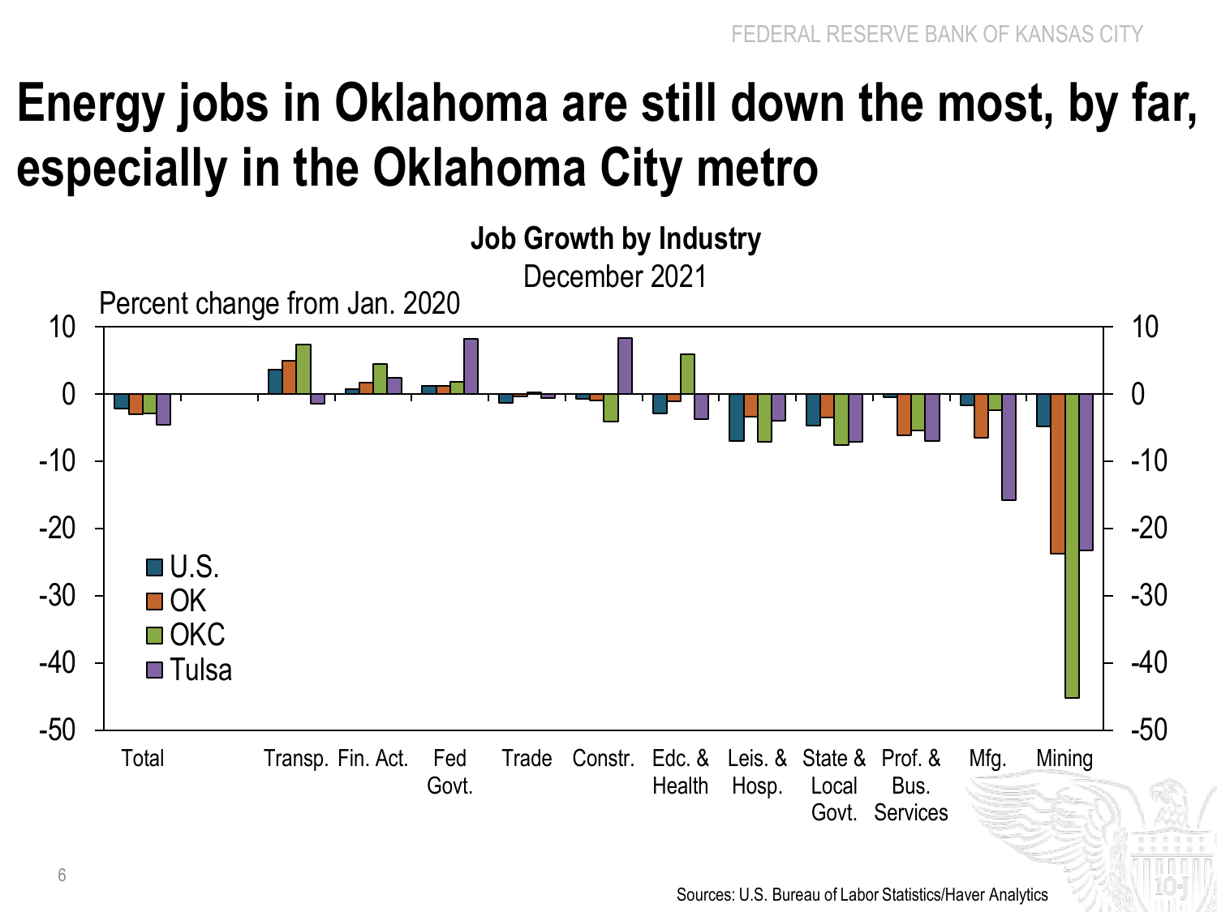# Energy jobs in Oklahoma are still down the most, by far, especially in the Oklahoma City metro

**Job Growth by Industry**

December 2021

Percent change from Jan. 2020

Legend: U.S., OK, OKC, Tulsa

Categories: Total, Transp., Fin. Act., Fed Govt., Trade, Constr., Edc. & Health, Leis. & Hosp., State & Local Govt., Prof. & Bus. Services, Mfg., Mining

Sources: U.S. Bureau of Labor Statistics/Haver Analytics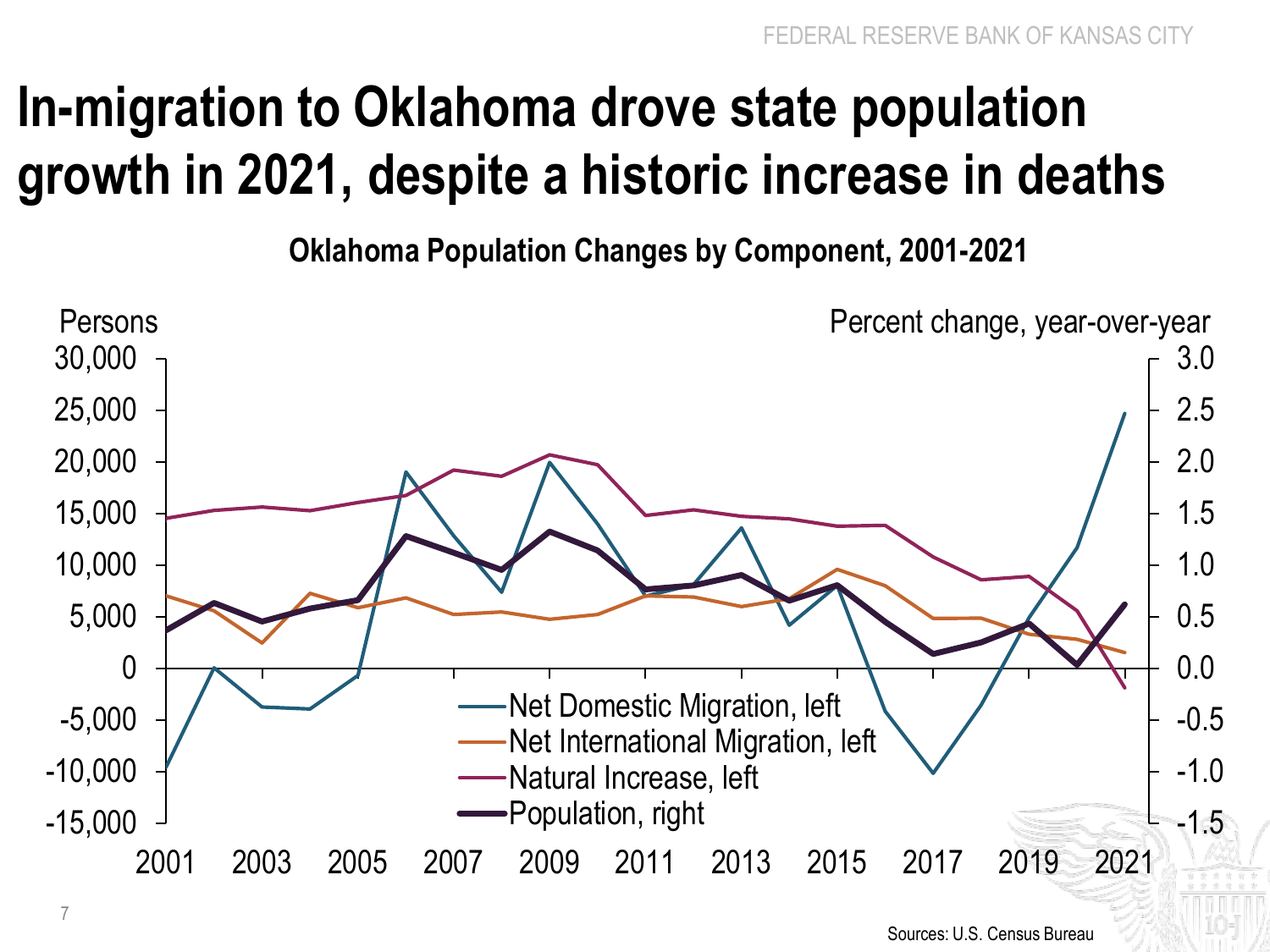# In-migration to Oklahoma drove state population growth in 2021, despite a historic increase in deaths

**Oklahoma Population Changes by Component, 2001-2021**

Persons

Percent change, year-over-year

Net Domestic Migration, left

Net International Migration, left

Natural Increase, left

Population, right

Sources: U.S. Census Bureau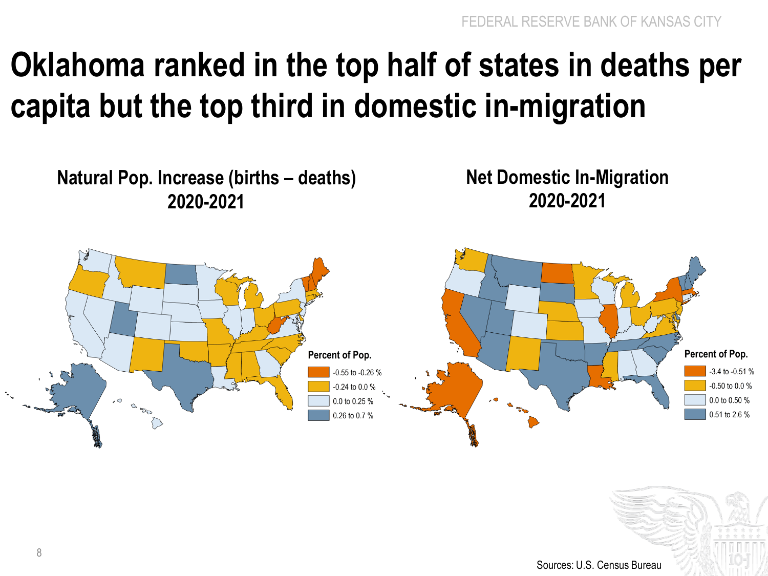# Oklahoma ranked in the top half of states in deaths per capita but the top third in domestic in-migration

**Natural Pop. Increase (births – deaths) 2020-2021**

Percent of Pop.

- -0.55 to -0.26 %
- -0.24 to 0.0 %
- 0.0 to 0.25 %
- 0.26 to 0.7 %

**Net Domestic In-Migration 2020-2021**

Percent of Pop.

- -3.4 to -0.51 %
- -0.50 to 0.0 %
- 0.0 to 0.50 %
- 0.51 to 2.6 %

Sources: U.S. Census Bureau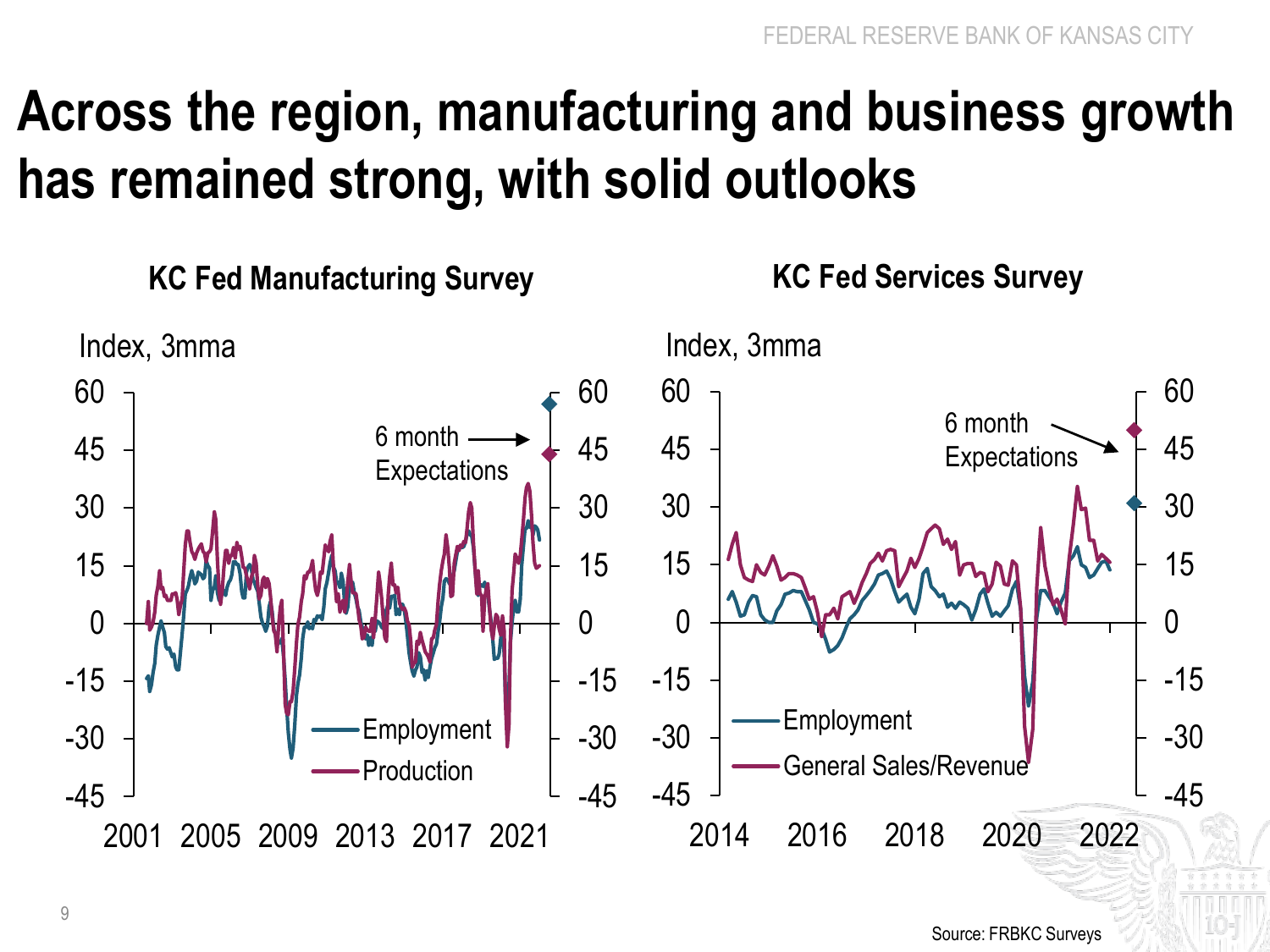# Across the region, manufacturing and business growth has remained strong, with solid outlooks

### KC Fed Manufacturing Survey

Index, 3mma

6 month Expectations

Employment

Production

### KC Fed Services Survey

Index, 3mma

6 month Expectations

Employment

General Sales/Revenue

Source: FRBKC Surveys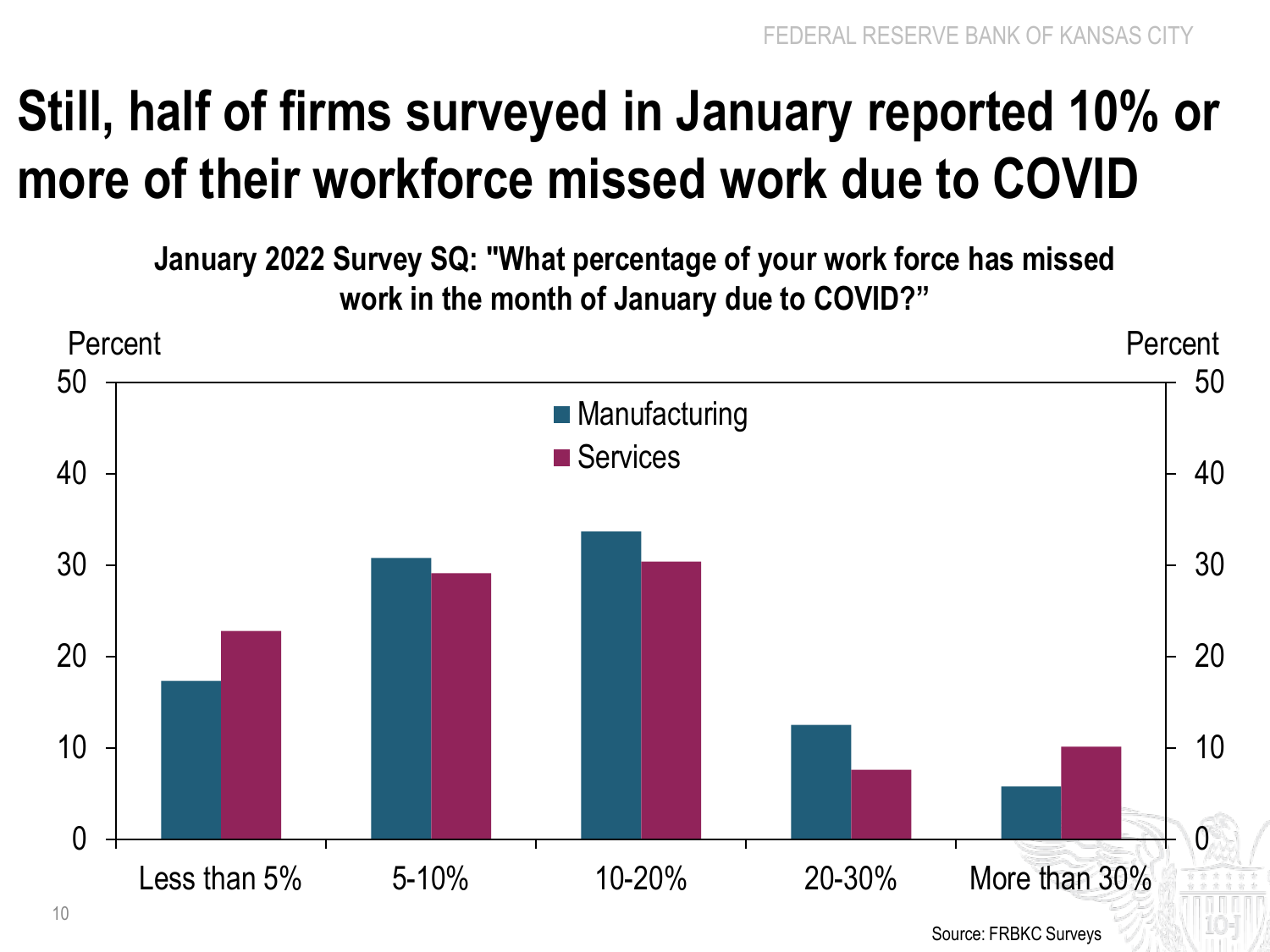# Still, half of firms surveyed in January reported 10% or more of their workforce missed work due to COVID

**January 2022 Survey SQ: "What percentage of your work force has missed work in the month of January due to COVID?"**

| | Manufacturing | Services |
|---|---|---|
| Less than 5% | 17 | 23 |
| 5-10% | 31 | 29 |
| 10-20% | 34 | 30 |
| 20-30% | 12 | 8 |
| More than 30% | 6 | 10 |

Percent

Source: FRBKC Surveys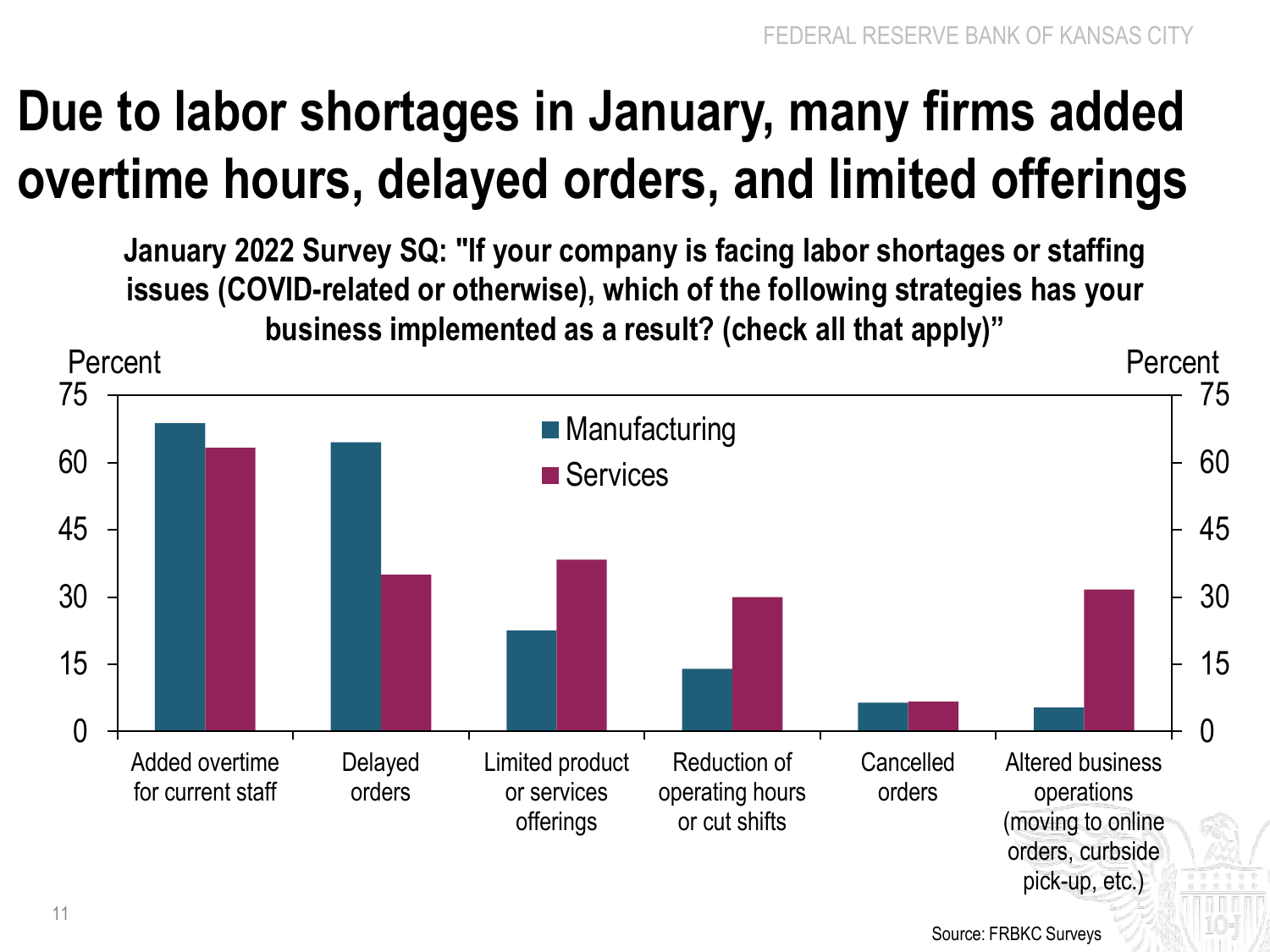# Due to labor shortages in January, many firms added overtime hours, delayed orders, and limited offerings

**January 2022 Survey SQ: "If your company is facing labor shortages or staffing issues (COVID-related or otherwise), which of the following strategies has your business implemented as a result? (check all that apply)"**

Percent

Manufacturing
Services

Added overtime for current staff

Delayed orders

Limited product or services offerings

Reduction of operating hours or cut shifts

Cancelled orders

Altered business operations (moving to online orders, curbside pick-up, etc.)

Source: FRBKC Surveys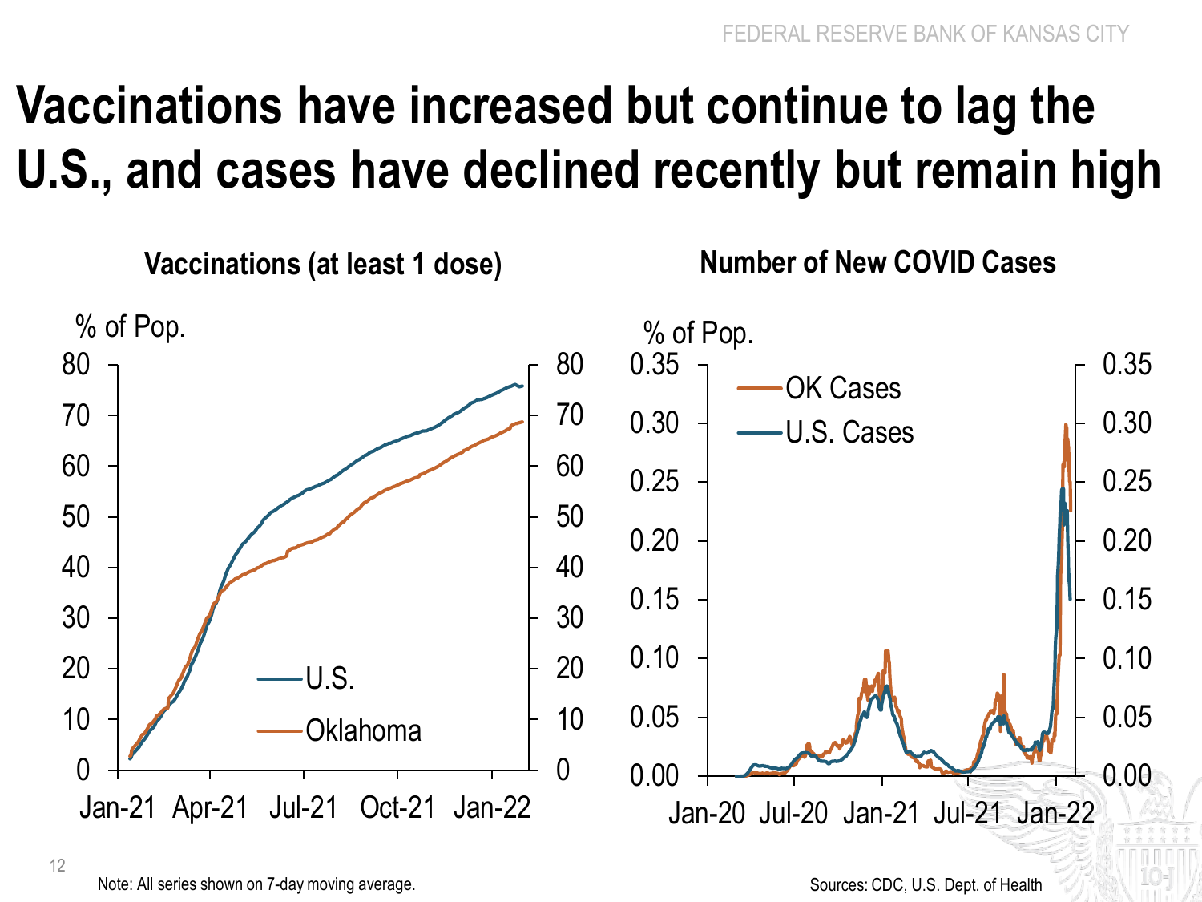# Vaccinations have increased but continue to lag the U.S., and cases have declined recently but remain high

### Vaccinations (at least 1 dose)

% of Pop.

U.S.

Oklahoma

### Number of New COVID Cases

% of Pop.

OK Cases

U.S. Cases

Note: All series shown on 7-day moving average.

Sources: CDC, U.S. Dept. of Health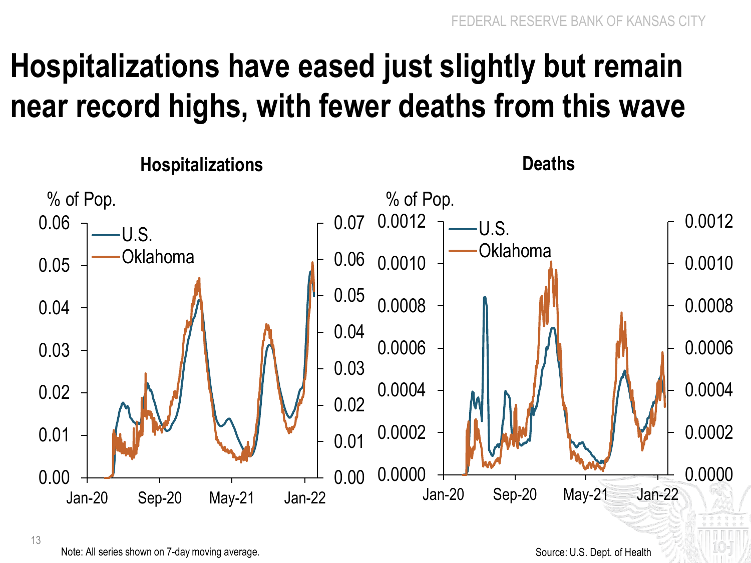# Hospitalizations have eased just slightly but remain near record highs, with fewer deaths from this wave

**Hospitalizations**

% of Pop.

- U.S.
- Oklahoma

Left axis: 0.00, 0.01, 0.02, 0.03, 0.04, 0.05, 0.06
Right axis: 0.00, 0.01, 0.02, 0.03, 0.04, 0.05, 0.06, 0.07
Jan-20, Sep-20, May-21, Jan-22

**Deaths**

% of Pop.

- U.S.
- Oklahoma

Left axis: 0.0000, 0.0002, 0.0004, 0.0006, 0.0008, 0.0010, 0.0012
Right axis: 0.0000, 0.0002, 0.0004, 0.0006, 0.0008, 0.0010, 0.0012
Jan-20, Sep-20, May-21, Jan-22

Note: All series shown on 7-day moving average.

Source: U.S. Dept. of Health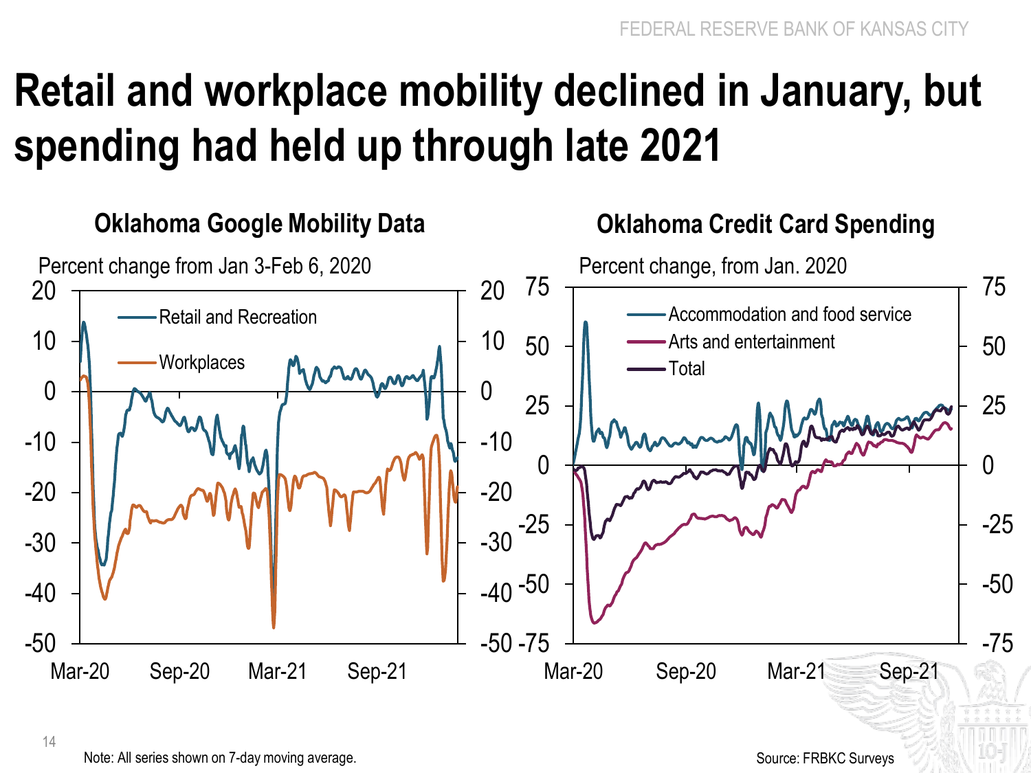# Retail and workplace mobility declined in January, but spending had held up through late 2021

## Oklahoma Google Mobility Data

Percent change from Jan 3-Feb 6, 2020

- Retail and Recreation
- Workplaces

## Oklahoma Credit Card Spending

Percent change, from Jan. 2020

- Accommodation and food service
- Arts and entertainment
- Total

Note: All series shown on 7-day moving average.

Source: FRBKC Surveys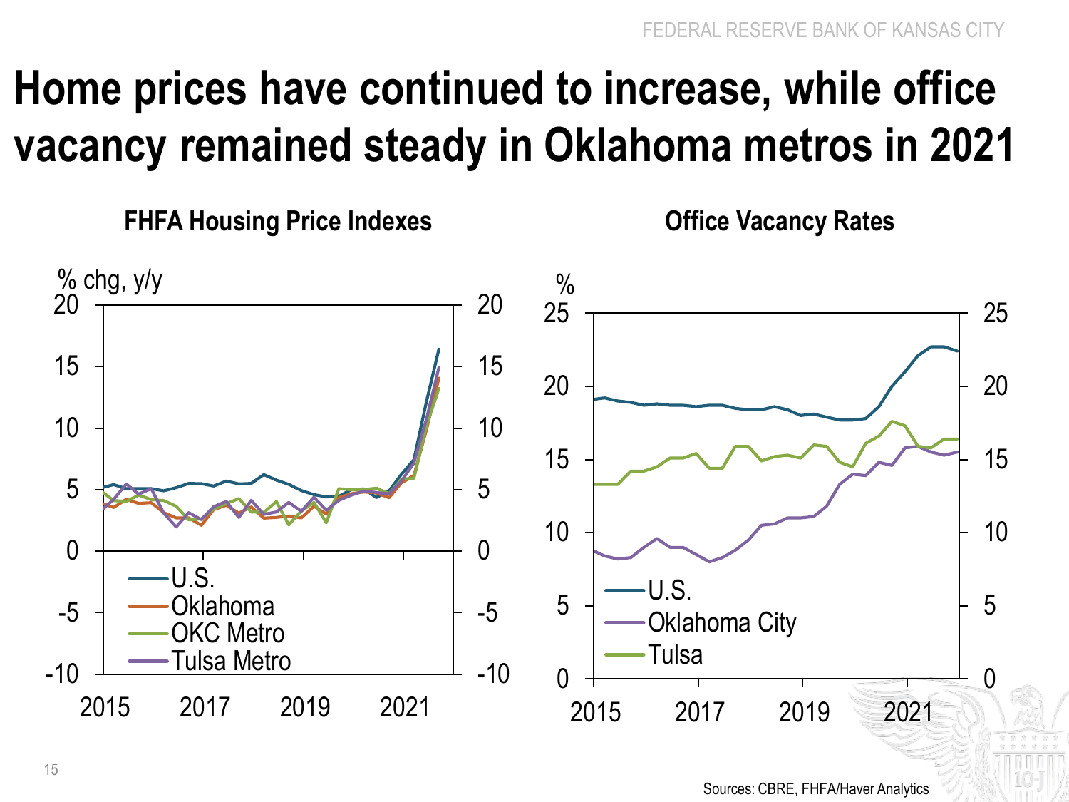# Home prices have continued to increase, while office vacancy remained steady in Oklahoma metros in 2021

### FHFA Housing Price Indexes

% chg, y/y

U.S.
Oklahoma
OKC Metro
Tulsa Metro

### Office Vacancy Rates

%

U.S.
Oklahoma City
Tulsa

Sources: CBRE, FHFA/Haver Analytics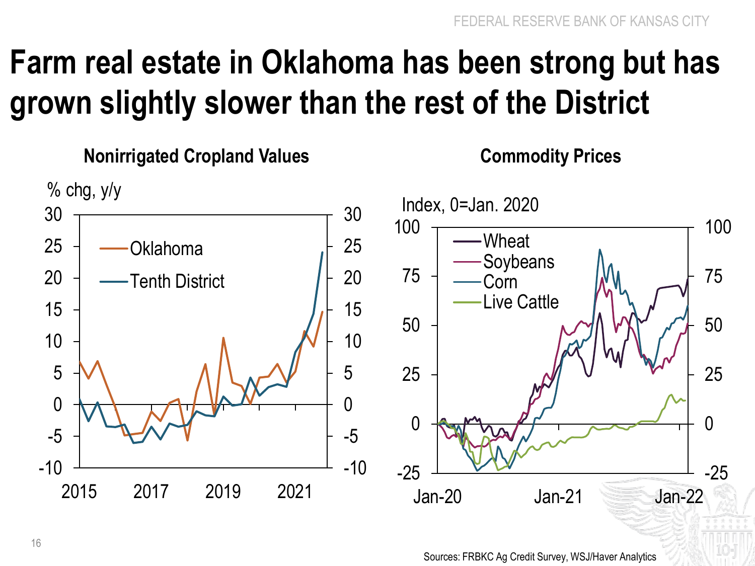# Farm real estate in Oklahoma has been strong but has grown slightly slower than the rest of the District

**Nonirrigated Cropland Values**

% chg, y/y

Oklahoma

Tenth District

**Commodity Prices**

Index, 0=Jan. 2020

Wheat

Soybeans

Corn

Live Cattle

Sources: FRBKC Ag Credit Survey, WSJ/Haver Analytics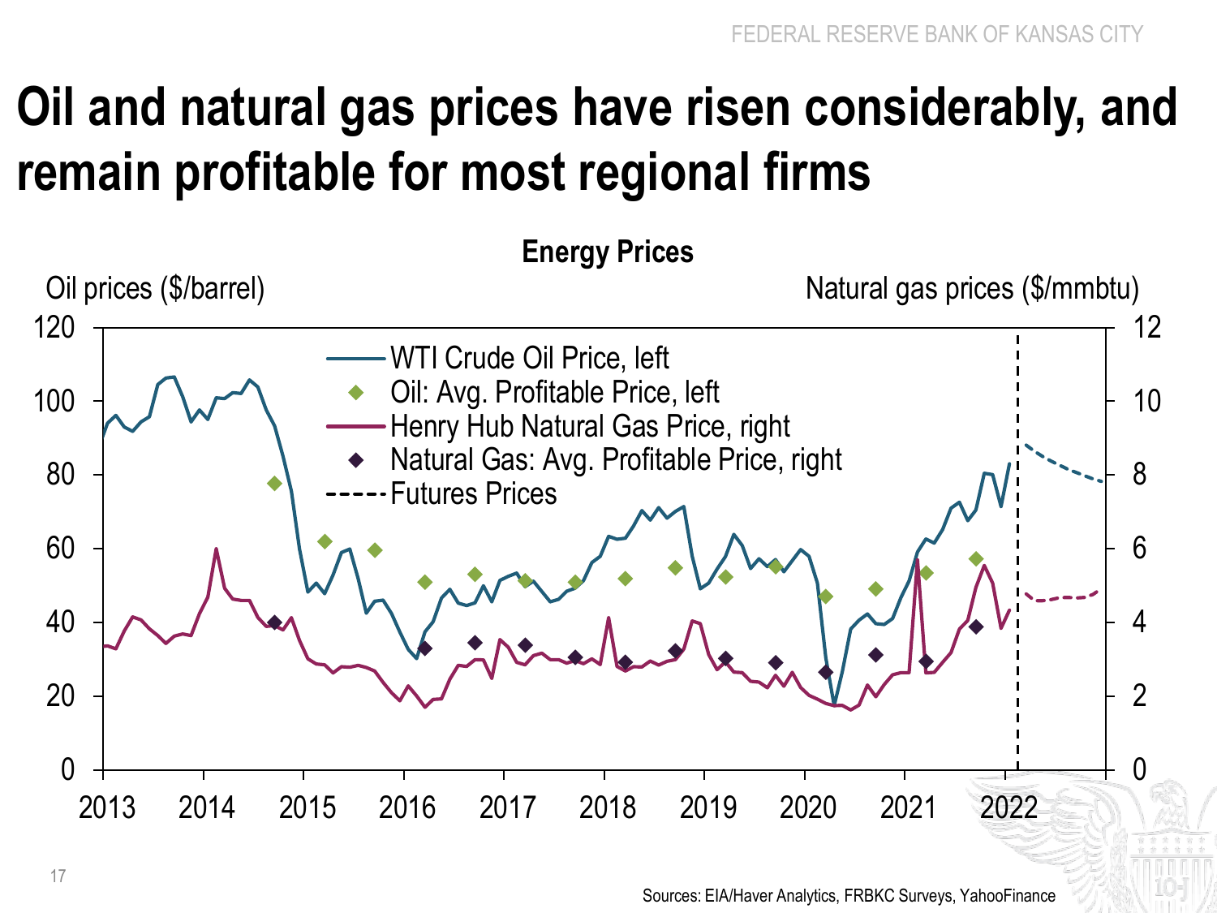# Oil and natural gas prices have risen considerably, and remain profitable for most regional firms

**Energy Prices**

Oil prices ($/barrel)

Natural gas prices ($/mmbtu)

- WTI Crude Oil Price, left
- Oil: Avg. Profitable Price, left
- Henry Hub Natural Gas Price, right
- Natural Gas: Avg. Profitable Price, right
- Futures Prices

Sources: EIA/Haver Analytics, FRBKC Surveys, YahooFinance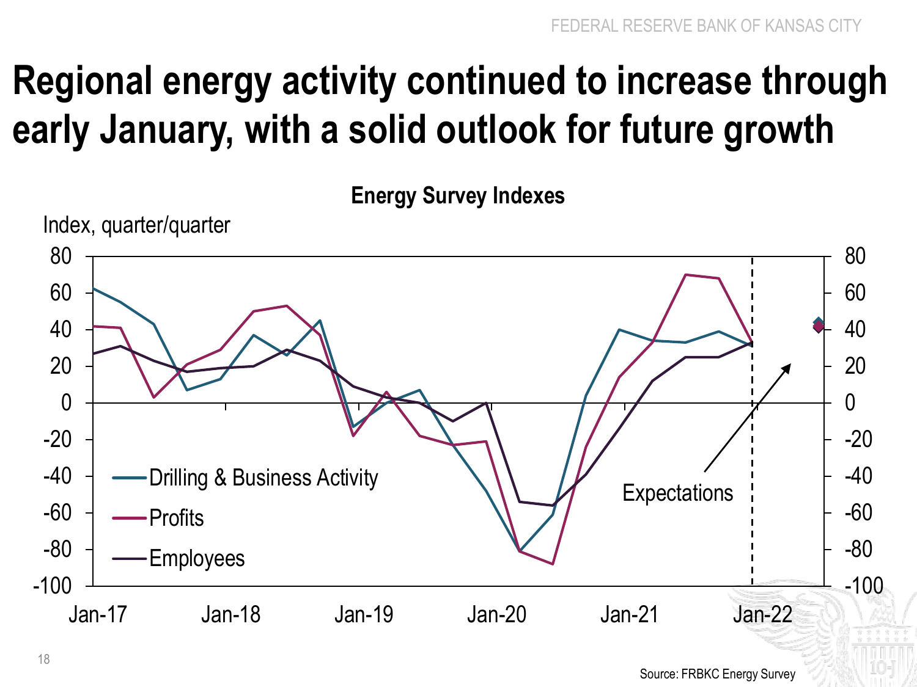# Regional energy activity continued to increase through early January, with a solid outlook for future growth

**Energy Survey Indexes**

Index, quarter/quarter

Drilling & Business Activity

Profits

Employees

Expectations

Source: FRBKC Energy Survey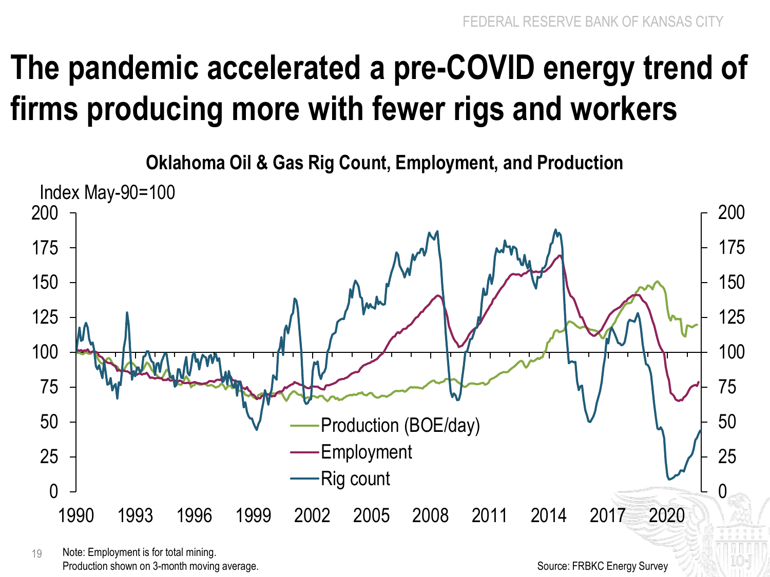# The pandemic accelerated a pre-COVID energy trend of firms producing more with fewer rigs and workers

**Oklahoma Oil & Gas Rig Count, Employment, and Production**

Index May-90=100

Production (BOE/day)
Employment
Rig count

Note: Employment is for total mining.
Production shown on 3-month moving average.

Source: FRBKC Energy Survey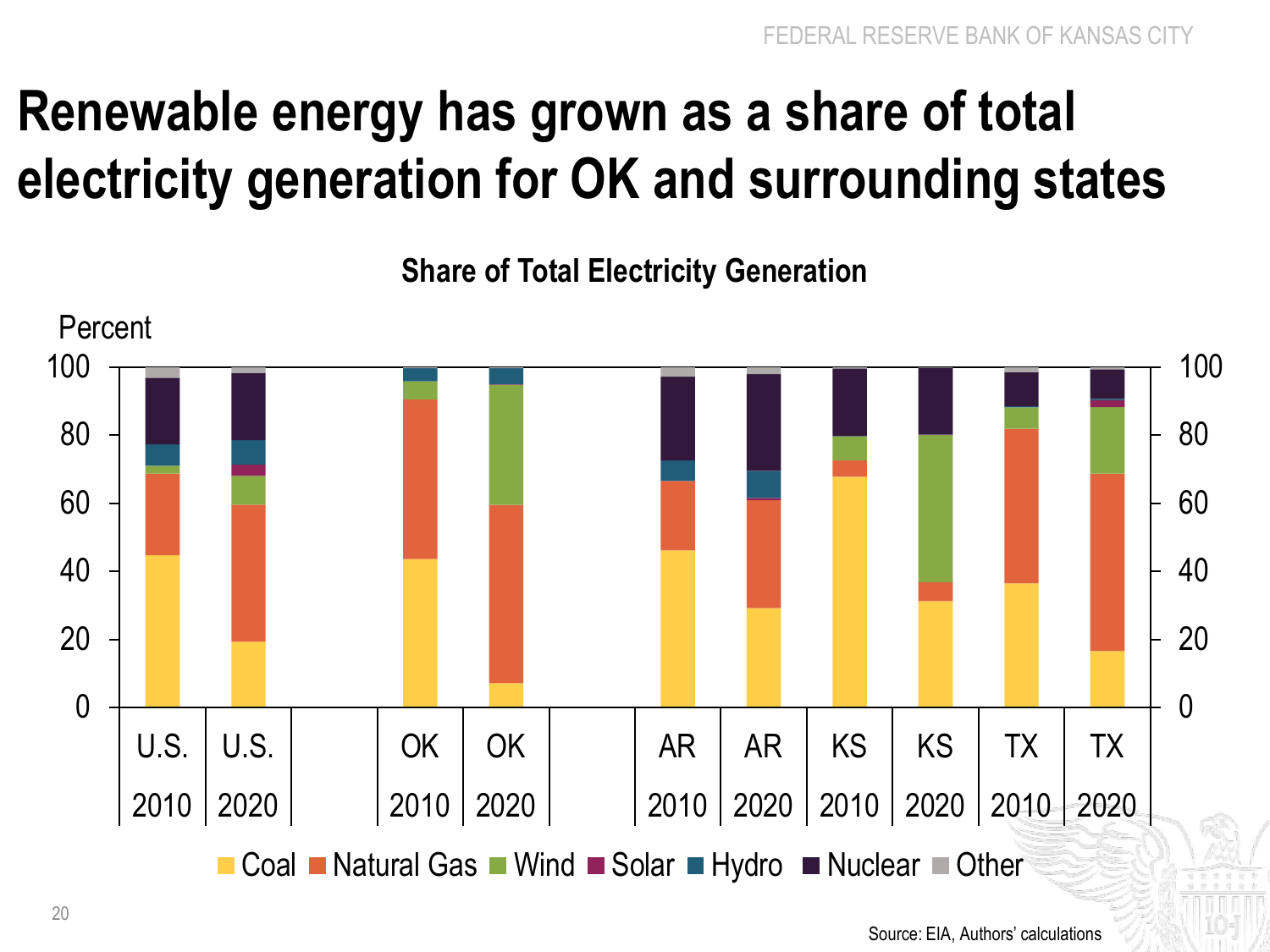# Renewable energy has grown as a share of total electricity generation for OK and surrounding states

**Share of Total Electricity Generation**

Percent

| | U.S. 2010 | U.S. 2020 | OK 2010 | OK 2020 | AR 2010 | AR 2020 | KS 2010 | KS 2020 | TX 2010 | TX 2020 |
|---|---|---|---|---|---|---|---|---|---|---|

Coal · Natural Gas · Wind · Solar · Hydro · Nuclear · Other

Source: EIA, Authors' calculations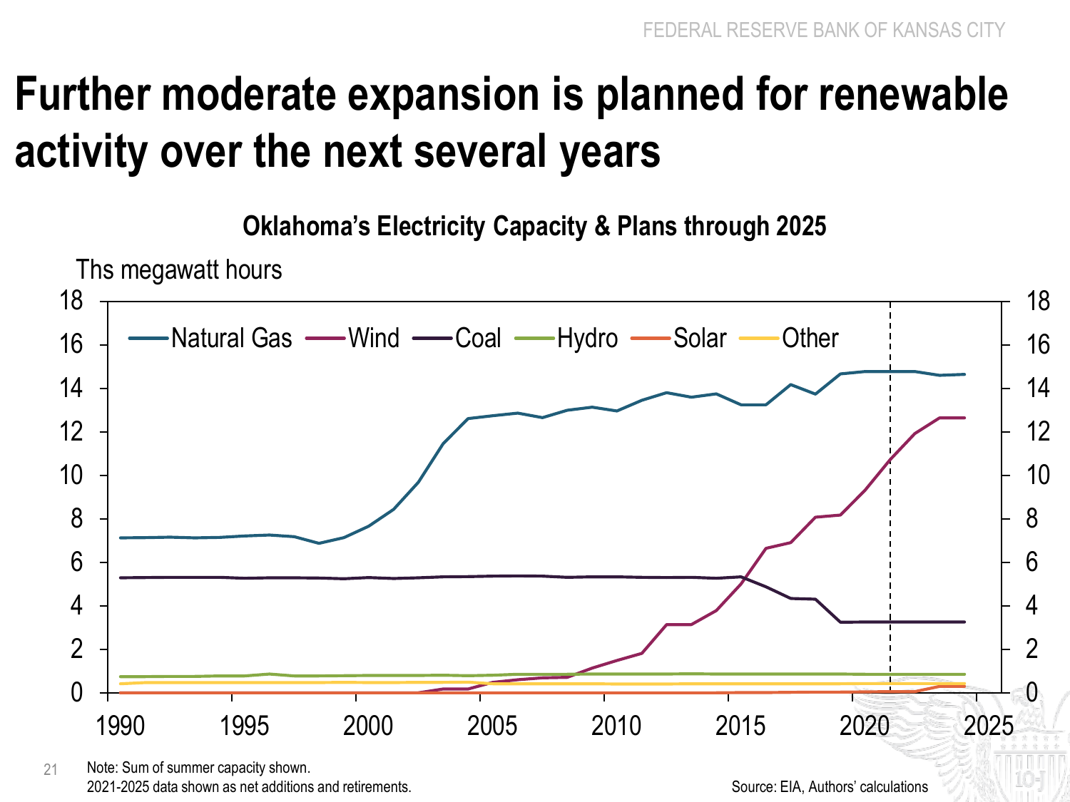# Further moderate expansion is planned for renewable activity over the next several years

**Oklahoma's Electricity Capacity & Plans through 2025**

Ths megawatt hours

Natural Gas, Wind, Coal, Hydro, Solar, Other

Note: Sum of summer capacity shown.
2021-2025 data shown as net additions and retirements.

Source: EIA, Authors' calculations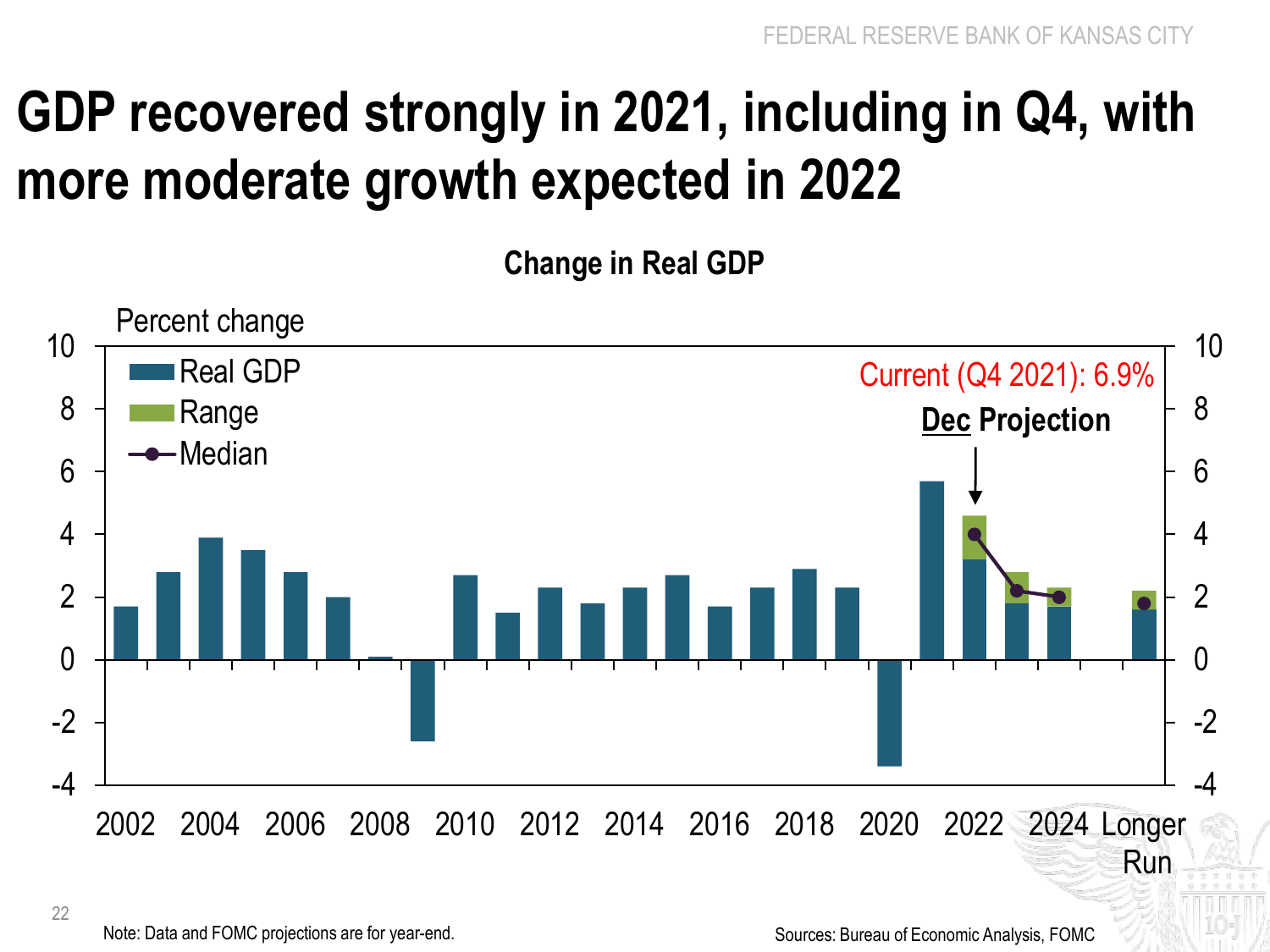# GDP recovered strongly in 2021, including in Q4, with more moderate growth expected in 2022

**Change in Real GDP**

Percent change

- Real GDP
- Range
- Median

Current (Q4 2021): 6.9%

**Dec Projection**

Note: Data and FOMC projections are for year-end.

Sources: Bureau of Economic Analysis, FOMC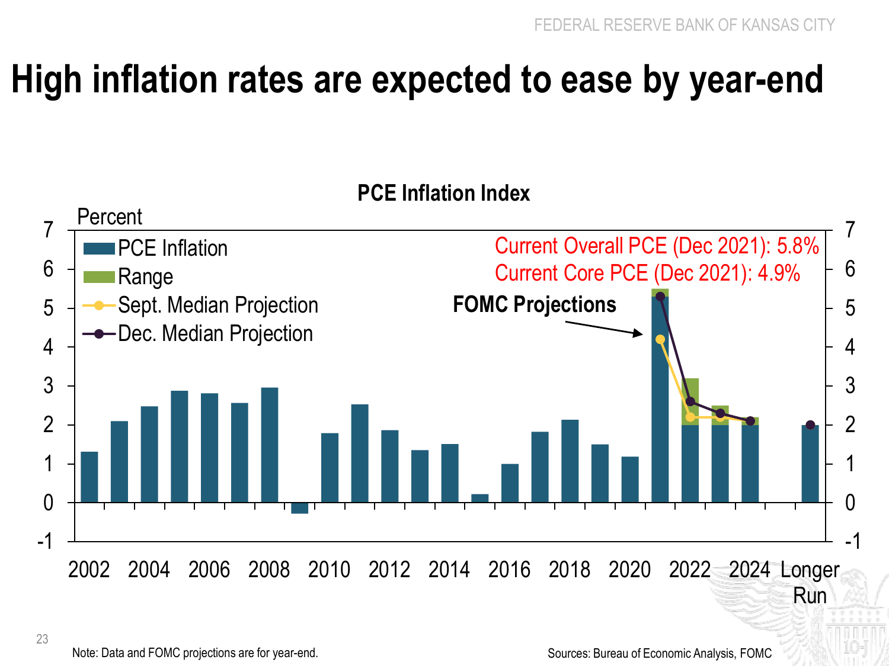# High inflation rates are expected to ease by year-end

**PCE Inflation Index**

Percent

- PCE Inflation
- Range
- Sept. Median Projection
- Dec. Median Projection

Current Overall PCE (Dec 2021): 5.8%
Current Core PCE (Dec 2021): 4.9%

**FOMC Projections**

2002 2004 2006 2008 2010 2012 2014 2016 2018 2020 2022 2024 Longer Run

Note: Data and FOMC projections are for year-end.

Sources: Bureau of Economic Analysis, FOMC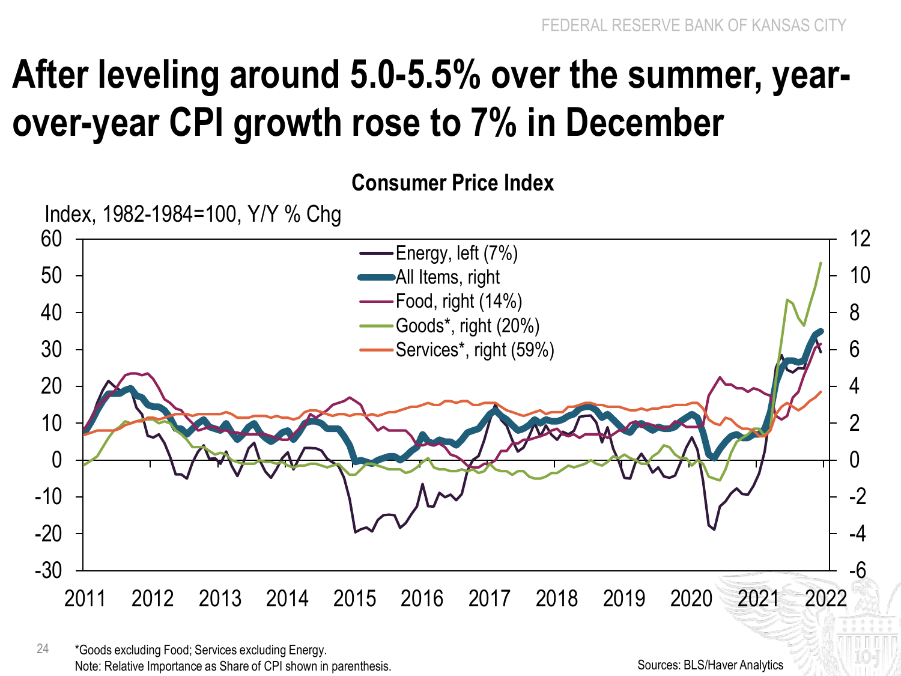# After leveling around 5.0-5.5% over the summer, year-over-year CPI growth rose to 7% in December

**Consumer Price Index**

Index, 1982-1984=100, Y/Y % Chg

- Energy, left (7%)
- All Items, right
- Food, right (14%)
- Goods*, right (20%)
- Services*, right (59%)

*Goods excluding Food; Services excluding Energy.
Note: Relative Importance as Share of CPI shown in parenthesis.

Sources: BLS/Haver Analytics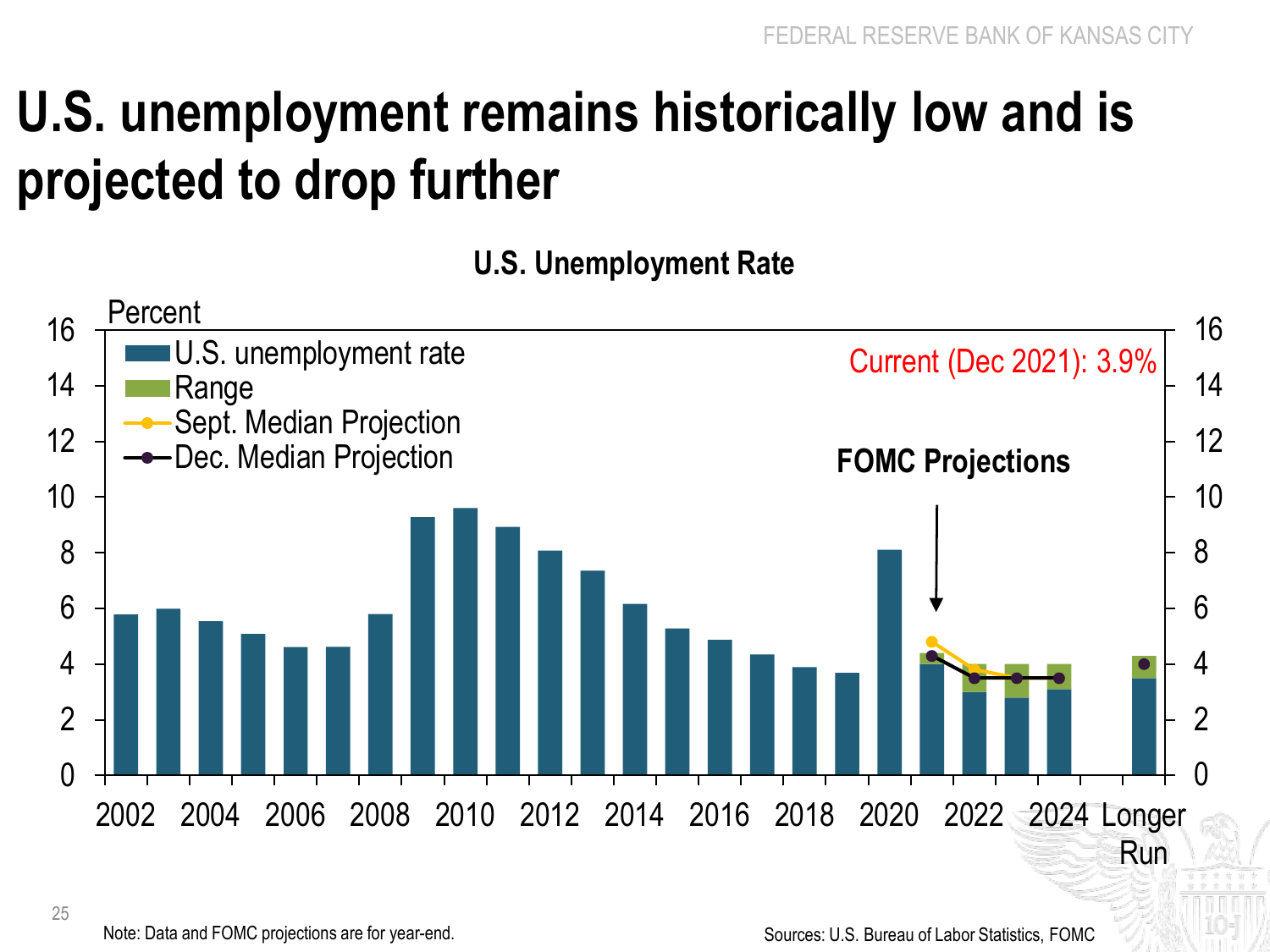# U.S. unemployment remains historically low and is projected to drop further

**U.S. Unemployment Rate**

Percent

- U.S. unemployment rate
- Range
- Sept. Median Projection
- Dec. Median Projection

Current (Dec 2021): 3.9%

**FOMC Projections**

Note: Data and FOMC projections are for year-end.

Sources: U.S. Bureau of Labor Statistics, FOMC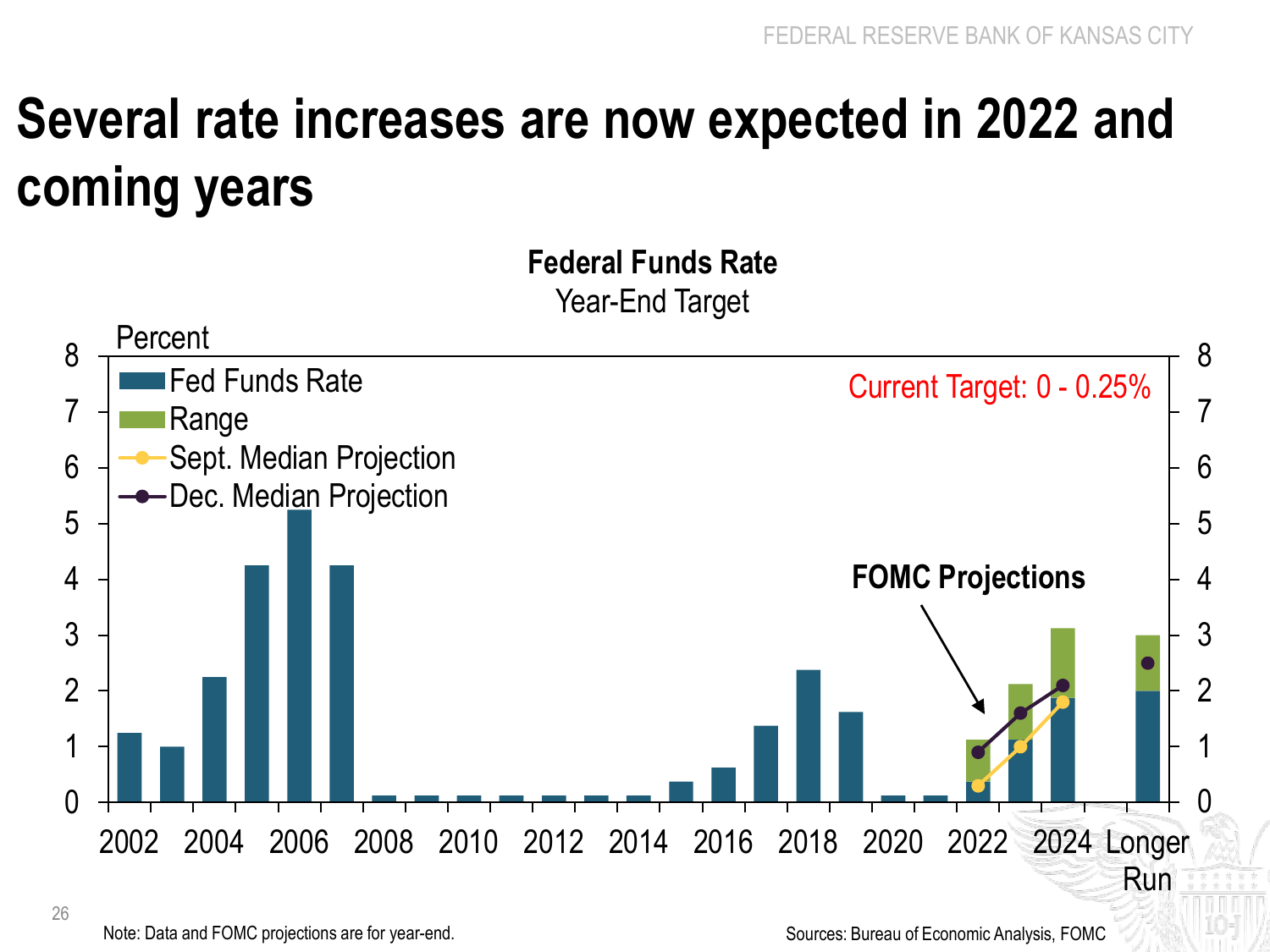# Several rate increases are now expected in 2022 and coming years

**Federal Funds Rate**

Year-End Target

Percent

- Fed Funds Rate
- Range
- Sept. Median Projection
- Dec. Median Projection

Current Target: 0 - 0.25%

**FOMC Projections**

2002 2004 2006 2008 2010 2012 2014 2016 2018 2020 2022 2024 Longer Run

Note: Data and FOMC projections are for year-end.

Sources: Bureau of Economic Analysis, FOMC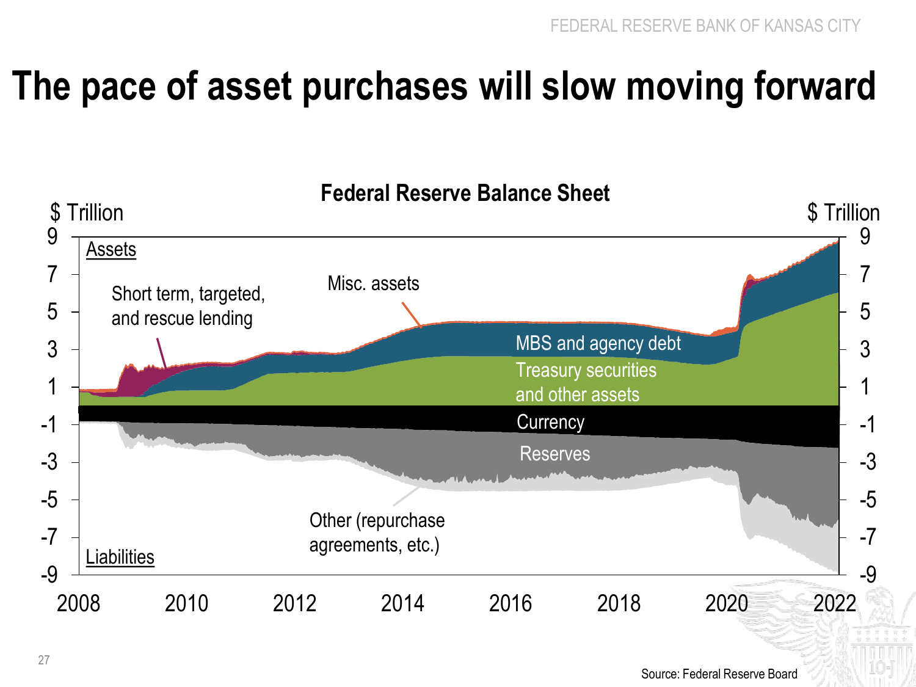# The pace of asset purchases will slow moving forward

**Federal Reserve Balance Sheet**

$ Trillion

Assets

Short term, targeted, and rescue lending

Misc. assets

MBS and agency debt

Treasury securities and other assets

Currency

Reserves

Other (repurchase agreements, etc.)

Liabilities

Source: Federal Reserve Board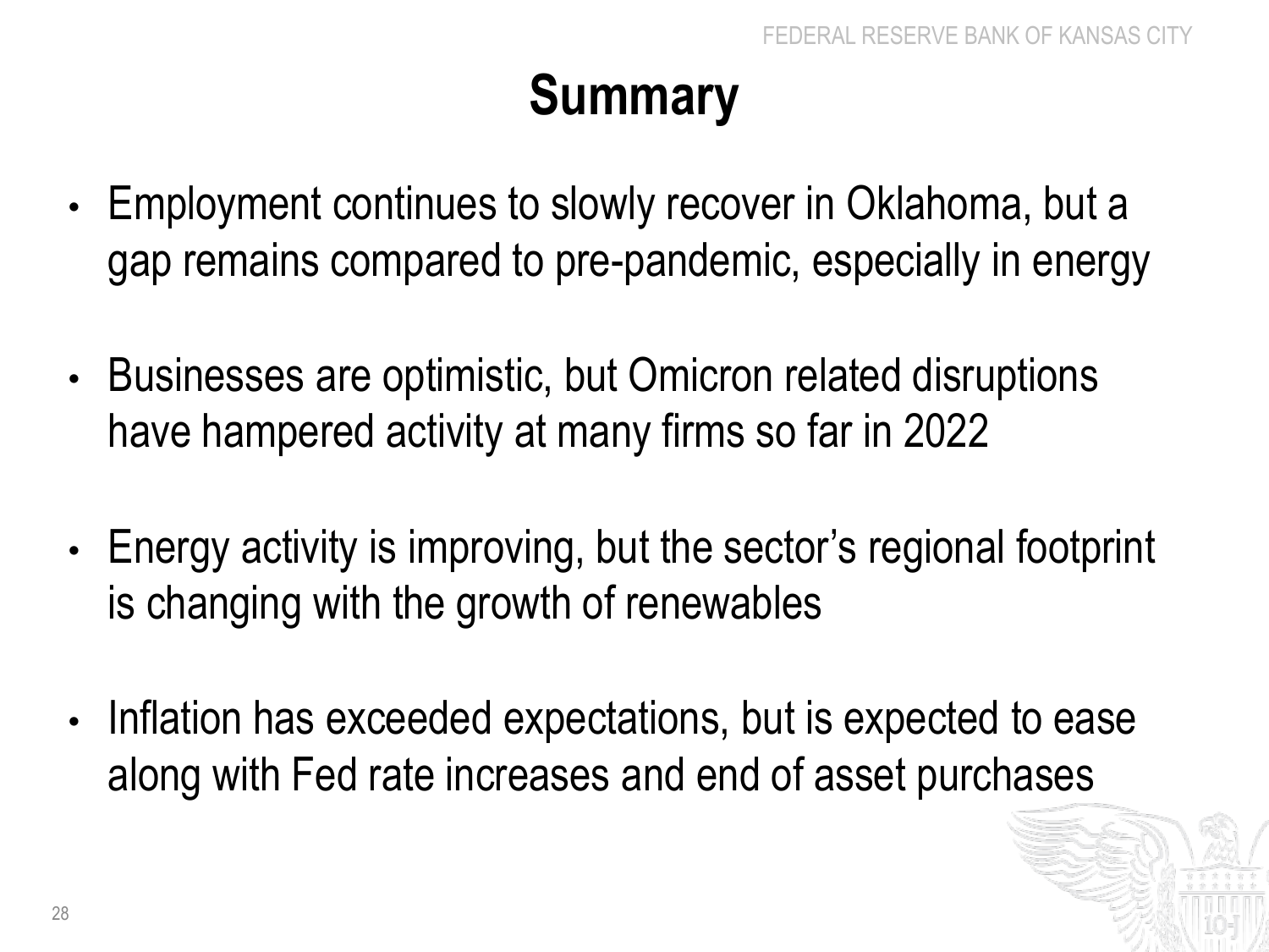# Summary

- Employment continues to slowly recover in Oklahoma, but a gap remains compared to pre-pandemic, especially in energy

- Businesses are optimistic, but Omicron related disruptions have hampered activity at many firms so far in 2022

- Energy activity is improving, but the sector's regional footprint is changing with the growth of renewables

- Inflation has exceeded expectations, but is expected to ease along with Fed rate increases and end of asset purchases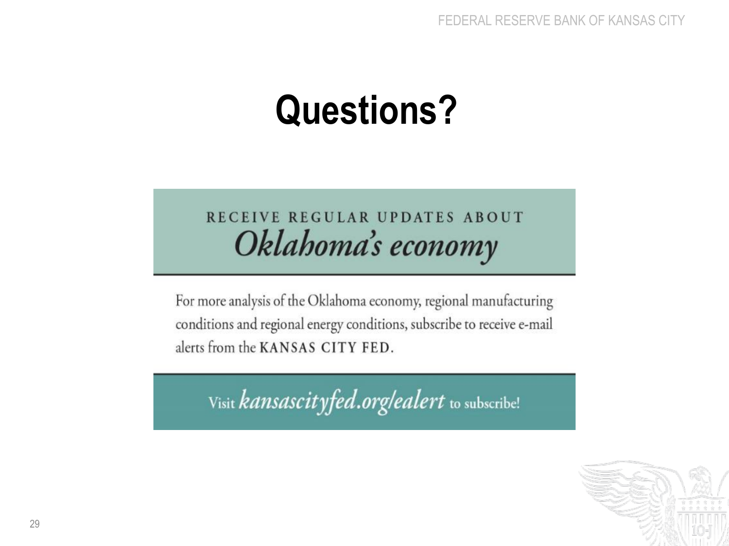# Questions?

RECEIVE REGULAR UPDATES ABOUT

*Oklahoma's economy*

For more analysis of the Oklahoma economy, regional manufacturing conditions and regional energy conditions, subscribe to receive e-mail alerts from the KANSAS CITY FED.

Visit *kansascityfed.org/ealert* to subscribe!